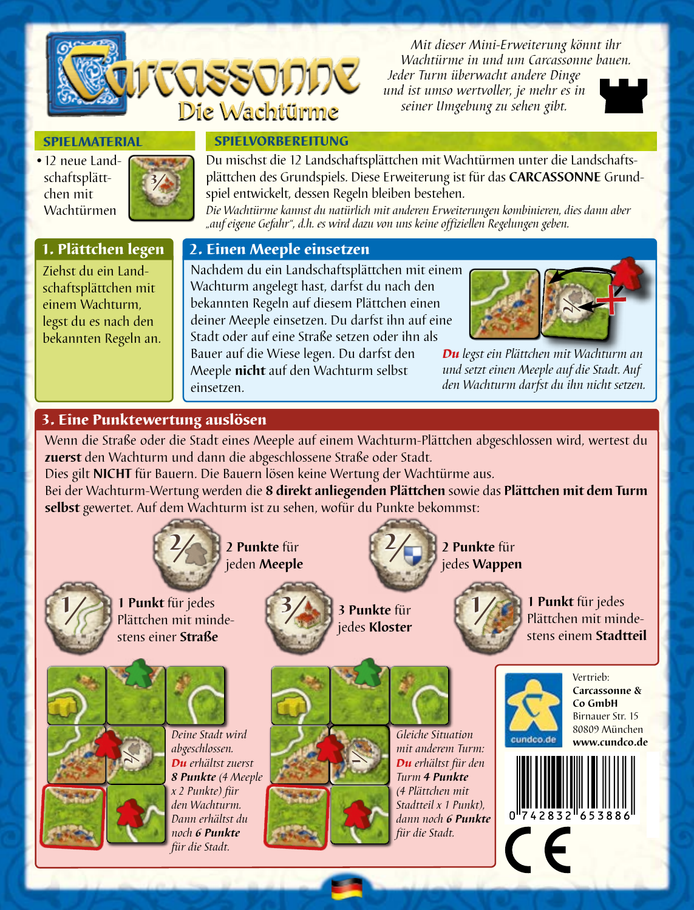# Carcassonne – Die Wachtürme

*Mit dieser Mini-Erweiterung könnt ihr Wachtürme in und um Carcassonne bauen. Jeder Turm überwacht andere Dinge und ist umso wertvoller, je mehr es in seiner Umgebung zu sehen gibt.*

## SPIELMATERIAL

- 12 neue Landschaftsplättchen mit Wachtürmen

## SPIELVORBEREITUNG

Du mischst die 12 Landschaftsplättchen mit Wachtürmen unter die Landschaftsplättchen des Grundspiels. Diese Erweiterung ist für das **CARCASSONNE** Grundspiel entwickelt, dessen Regeln bleiben bestehen.

*Die Wachtürme kannst du natürlich mit anderen Erweiterungen kombinieren, dies dann aber „auf eigene Gefahr", d.h. es wird dazu von uns keine offiziellen Regelungen geben.*

## 1. Plättchen legen

Ziehst du ein Landschaftsplättchen mit einem Wachturm, legst du es nach den bekannten Regeln an.

## 2. Einen Meeple einsetzen

Nachdem du ein Landschaftsplättchen mit einem Wachturm angelegt hast, darfst du nach den bekannten Regeln auf diesem Plättchen einen deiner Meeple einsetzen. Du darfst ihn auf eine Stadt oder auf eine Straße setzen oder ihn als Bauer auf die Wiese legen. Du darfst den Meeple **nicht** auf den Wachturm selbst einsetzen.

***Du** legst ein Plättchen mit Wachturm an und setzt einen Meeple auf die Stadt. Auf den Wachturm darfst du ihn nicht setzen.*

## 3. Eine Punktewertung auslösen

Wenn die Straße oder die Stadt eines Meeple auf einem Wachturm-Plättchen abgeschlossen wird, wertest du **zuerst** den Wachturm und dann die abgeschlossene Straße oder Stadt.

Dies gilt **NICHT** für Bauern. Die Bauern lösen keine Wertung der Wachtürme aus.

Bei der Wachturm-Wertung werden die **8 direkt anliegenden Plättchen** sowie das **Plättchen mit dem Turm selbst** gewertet. Auf dem Wachturm ist zu sehen, wofür du Punkte bekommst:

- **2 Punkte** für jeden **Meeple**
- **2 Punkte** für jedes **Wappen**
- **1 Punkt** für jedes Plättchen mit mindestens einer **Straße**
- **3 Punkte** für jedes **Kloster**
- **1 Punkt** für jedes Plättchen mit mindestens einem **Stadtteil**

*Deine Stadt wird abgeschlossen. **Du** erhältst zuerst **8 Punkte** (4 Meeple x 2 Punkte) für den Wachturm. Dann erhältst du noch **6 Punkte** für die Stadt.*

*Gleiche Situation mit anderem Turm: **Du** erhältst für den Turm **4 Punkte** (4 Plättchen mit Stadtteil x 1 Punkt), dann noch **6 Punkte** für die Stadt.*

Vertrieb:
**Carcassonne & Co GmbH**
Birnauer Str. 15
80809 München
**www.cundco.de**

0 742832 653886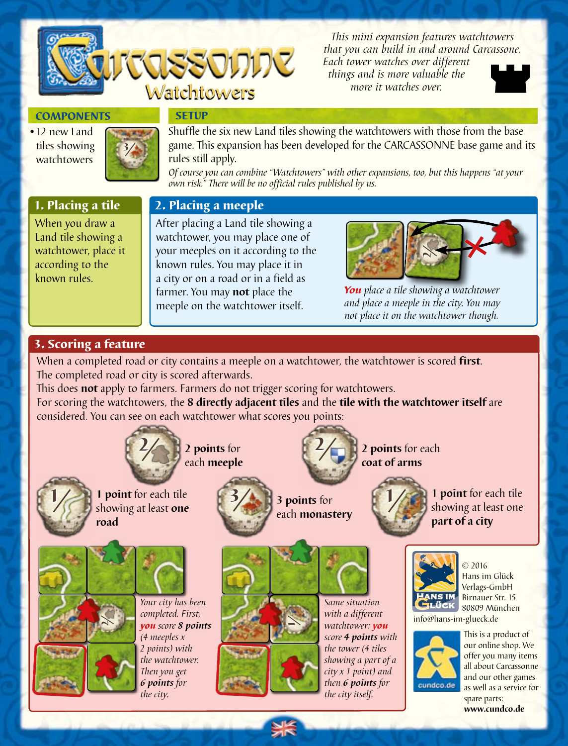# Carcassonne Watchtowers

*This mini expansion features watchtowers that you can build in and around Carcassone. Each tower watches over different things and is more valuable the more it watches over.*

## COMPONENTS

- 12 new Land tiles showing watchtowers

## SETUP

Shuffle the six new Land tiles showing the watchtowers with those from the base game. This expansion has been developed for the CARCASSONNE base game and its rules still apply.

*Of course you can combine "Watchtowers" with other expansions, too, but this happens "at your own risk." There will be no official rules published by us.*

## 1. Placing a tile

When you draw a Land tile showing a watchtower, place it according to the known rules.

## 2. Placing a meeple

After placing a Land tile showing a watchtower, you may place one of your meeples on it according to the known rules. You may place it in a city or on a road or in a field as farmer. You may **not** place the meeple on the watchtower itself.

***You*** *place a tile showing a watchtower and place a meeple in the city. You may not place it on the watchtower though.*

## 3. Scoring a feature

When a completed road or city contains a meeple on a watchtower, the watchtower is scored **first**. The completed road or city is scored afterwards.

This does **not** apply to farmers. Farmers do not trigger scoring for watchtowers.

For scoring the watchtowers, the **8 directly adjacent tiles** and the **tile with the watchtower itself** are considered. You can see on each watchtower what scores you points:

**2 points** for each **meeple**

**2 points** for each **coat of arms**

**1 point** for each tile showing at least **one road**

**3 points** for each **monastery**

**1 point** for each tile showing at least one **part of a city**

*Your city has been completed. First,* ***you*** *score* ***8 points*** *(4 meeples x 2 points) with the watchtower. Then you get* ***6 points*** *for the city.*

*Same situation with a different watchtower:* ***you*** *score* ***4 points*** *with the tower (4 tiles showing a part of a city x 1 point) and then* ***6 points*** *for the city itself.*

© 2016
Hans im Glück Verlags-GmbH
Birnauer Str. 15
80809 München
info@hans-im-glueck.de

This is a product of our online shop. We offer you many items all about Carcassonne and our other games as well as a service for spare parts: **www.cundco.de**